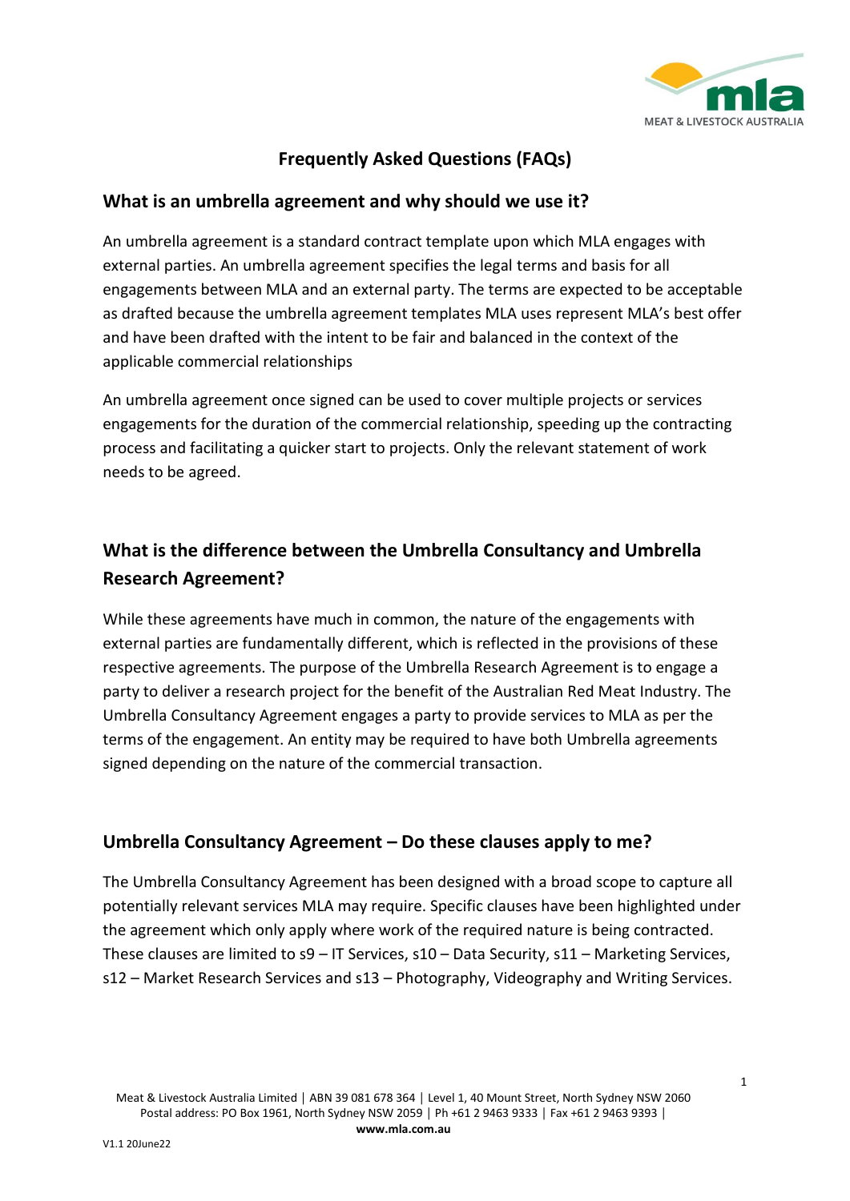# Frequently Asked Questions (FAQs)

## What is an umbrella agreement and why should we use it?

An umbrella agreement is a standard contract template upon which MLA engages with external parties. An umbrella agreement specifies the legal terms and basis for all engagements between MLA and an external party. The terms are expected to be acceptable as drafted because the umbrella agreement templates MLA uses represent MLA's best offer and have been drafted with the intent to be fair and balanced in the context of the applicable commercial relationships

An umbrella agreement once signed can be used to cover multiple projects or services engagements for the duration of the commercial relationship, speeding up the contracting process and facilitating a quicker start to projects. Only the relevant statement of work needs to be agreed.

## What is the difference between the Umbrella Consultancy and Umbrella Research Agreement?

While these agreements have much in common, the nature of the engagements with external parties are fundamentally different, which is reflected in the provisions of these respective agreements. The purpose of the Umbrella Research Agreement is to engage a party to deliver a research project for the benefit of the Australian Red Meat Industry. The Umbrella Consultancy Agreement engages a party to provide services to MLA as per the terms of the engagement. An entity may be required to have both Umbrella agreements signed depending on the nature of the commercial transaction.

## Umbrella Consultancy Agreement – Do these clauses apply to me?

The Umbrella Consultancy Agreement has been designed with a broad scope to capture all potentially relevant services MLA may require. Specific clauses have been highlighted under the agreement which only apply where work of the required nature is being contracted. These clauses are limited to s9 – IT Services, s10 – Data Security, s11 – Marketing Services, s12 – Market Research Services and s13 – Photography, Videography and Writing Services.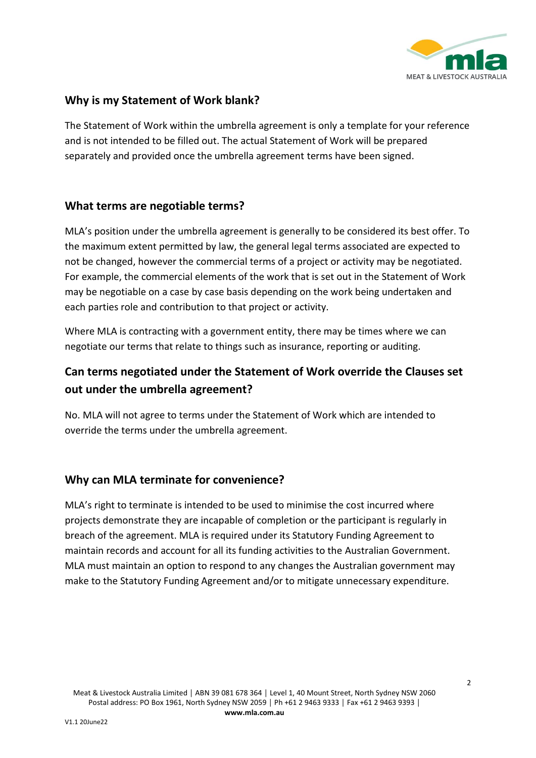## Why is my Statement of Work blank?

The Statement of Work within the umbrella agreement is only a template for your reference and is not intended to be filled out. The actual Statement of Work will be prepared separately and provided once the umbrella agreement terms have been signed.

## What terms are negotiable terms?

MLA's position under the umbrella agreement is generally to be considered its best offer. To the maximum extent permitted by law, the general legal terms associated are expected to not be changed, however the commercial terms of a project or activity may be negotiated. For example, the commercial elements of the work that is set out in the Statement of Work may be negotiable on a case by case basis depending on the work being undertaken and each parties role and contribution to that project or activity.

Where MLA is contracting with a government entity, there may be times where we can negotiate our terms that relate to things such as insurance, reporting or auditing.

## Can terms negotiated under the Statement of Work override the Clauses set out under the umbrella agreement?

No. MLA will not agree to terms under the Statement of Work which are intended to override the terms under the umbrella agreement.

## Why can MLA terminate for convenience?

MLA's right to terminate is intended to be used to minimise the cost incurred where projects demonstrate they are incapable of completion or the participant is regularly in breach of the agreement. MLA is required under its Statutory Funding Agreement to maintain records and account for all its funding activities to the Australian Government. MLA must maintain an option to respond to any changes the Australian government may make to the Statutory Funding Agreement and/or to mitigate unnecessary expenditure.